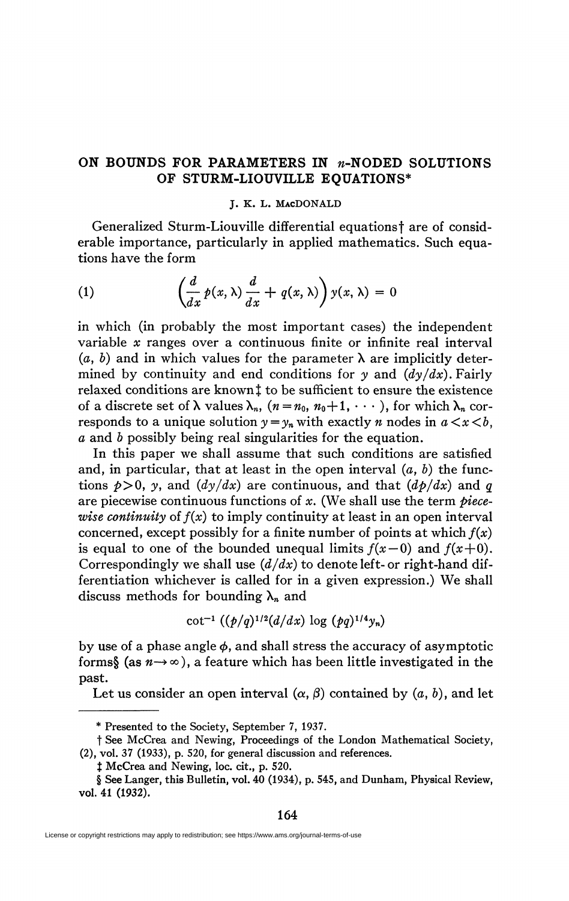# ON BOUNDS FOR PARAMETERS IN $n$-NODED SOLUTIONS OF STURM-LIOUVILLE EQUATIONS*

J. K. L. MacDONALD

Generalized Sturm-Liouville differential equations† are of considerable importance, particularly in applied mathematics. Such equations have the form

$$(1) \qquad \left(\frac{d}{dx}\, p(x, \lambda)\, \frac{d}{dx} + q(x, \lambda)\right) y(x, \lambda) = 0$$

in which (in probably the most important cases) the independent variable $x$ ranges over a continuous finite or infinite real interval $(a, b)$ and in which values for the parameter $\lambda$ are implicitly determined by continuity and end conditions for $y$ and $(dy/dx)$. Fairly relaxed conditions are known‡ to be sufficient to ensure the existence of a discrete set of $\lambda$ values $\lambda_n$, $(n = n_0, n_0+1, \cdots)$, for which $\lambda_n$ corresponds to a unique solution $y = y_n$ with exactly $n$ nodes in $a < x < b$, $a$ and $b$ possibly being real singularities for the equation.

In this paper we shall assume that such conditions are satisfied and, in particular, that at least in the open interval $(a, b)$ the functions $p > 0$, $y$, and $(dy/dx)$ are continuous, and that $(dp/dx)$ and $q$ are piecewise continuous functions of $x$. (We shall use the term *piecewise continuity* of $f(x)$ to imply continuity at least in an open interval concerned, except possibly for a finite number of points at which $f(x)$ is equal to one of the bounded unequal limits $f(x-0)$ and $f(x+0)$. Correspondingly we shall use $(d/dx)$ to denote left- or right-hand differentiation whichever is called for in a given expression.) We shall discuss methods for bounding $\lambda_n$ and

$$\cot^{-1}\left((p/q)^{1/2}(d/dx) \log (pq)^{1/4} y_n\right)$$

by use of a phase angle $\phi$, and shall stress the accuracy of asymptotic forms§ (as $n \to \infty$), a feature which has been little investigated in the past.

Let us consider an open interval $(\alpha, \beta)$ contained by $(a, b)$, and let

---

\* Presented to the Society, September 7, 1937.

† See McCrea and Newing, Proceedings of the London Mathematical Society, (2), vol. 37 (1933), p. 520, for general discussion and references.

‡ McCrea and Newing, loc. cit., p. 520.

§ See Langer, this Bulletin, vol. 40 (1934), p. 545, and Dunham, Physical Review, vol. 41 (1932).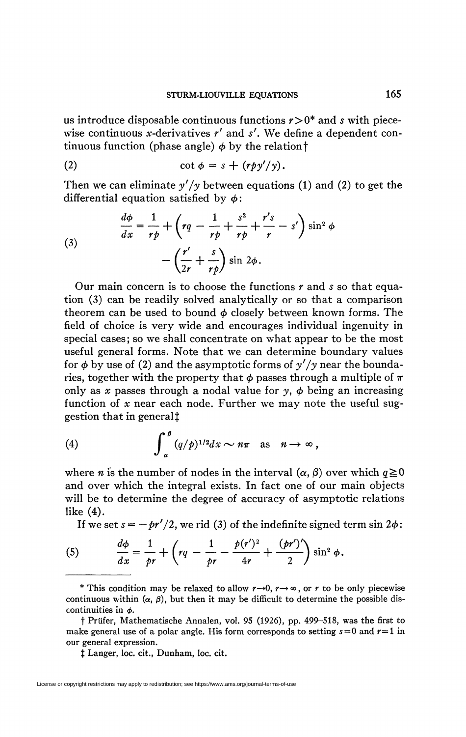us introduce disposable continuous functions $r>0$* and $s$ with piecewise continuous $x$-derivatives $r'$ and $s'$. We define a dependent continuous function (phase angle) $\phi$ by the relation†

$$\cot \phi = s + (rpy'/y). \tag{2}$$

Then we can eliminate $y'/y$ between equations (1) and (2) to get the differential equation satisfied by $\phi$:

$$\begin{aligned} \frac{d\phi}{dx} = \frac{1}{rp} &+ \left( rq - \frac{1}{rp} + \frac{s^2}{rp} + \frac{r's}{r} - s' \right) \sin^2 \phi \\ &- \left( \frac{r'}{2r} + \frac{s}{rp} \right) \sin 2\phi. \end{aligned} \tag{3}$$

Our main concern is to choose the functions $r$ and $s$ so that equation (3) can be readily solved analytically or so that a comparison theorem can be used to bound $\phi$ closely between known forms. The field of choice is very wide and encourages individual ingenuity in special cases; so we shall concentrate on what appear to be the most useful general forms. Note that we can determine boundary values for $\phi$ by use of (2) and the asymptotic forms of $y'/y$ near the boundaries, together with the property that $\phi$ passes through a multiple of $\pi$ only as $x$ passes through a nodal value for $y$, $\phi$ being an increasing function of $x$ near each node. Further we may note the useful suggestion that in general‡

$$\int_{\alpha}^{\beta} (q/p)^{1/2} dx \sim n\pi \quad \text{as} \quad n \to \infty, \tag{4}$$

where $n$ is the number of nodes in the interval $(\alpha, \beta)$ over which $q \geqq 0$ and over which the integral exists. In fact one of our main objects will be to determine the degree of accuracy of asymptotic relations like (4).

If we set $s = -pr'/2$, we rid (3) of the indefinite signed term $\sin 2\phi$:

$$\frac{d\phi}{dx} = \frac{1}{pr} + \left( rq - \frac{1}{pr} - \frac{p(r')^2}{4r} + \frac{(pr')'}{2} \right) \sin^2 \phi. \tag{5}$$

---

* This condition may be relaxed to allow $r \to 0$, $r \to \infty$, or $r$ to be only piecewise continuous within $(\alpha, \beta)$, but then it may be difficult to determine the possible discontinuities in $\phi$.

† Prüfer, Mathematische Annalen, vol. 95 (1926), pp. 499–518, was the first to make general use of a polar angle. His form corresponds to setting $s=0$ and $r=1$ in our general expression.

‡ Langer, loc. cit., Dunham, loc. cit.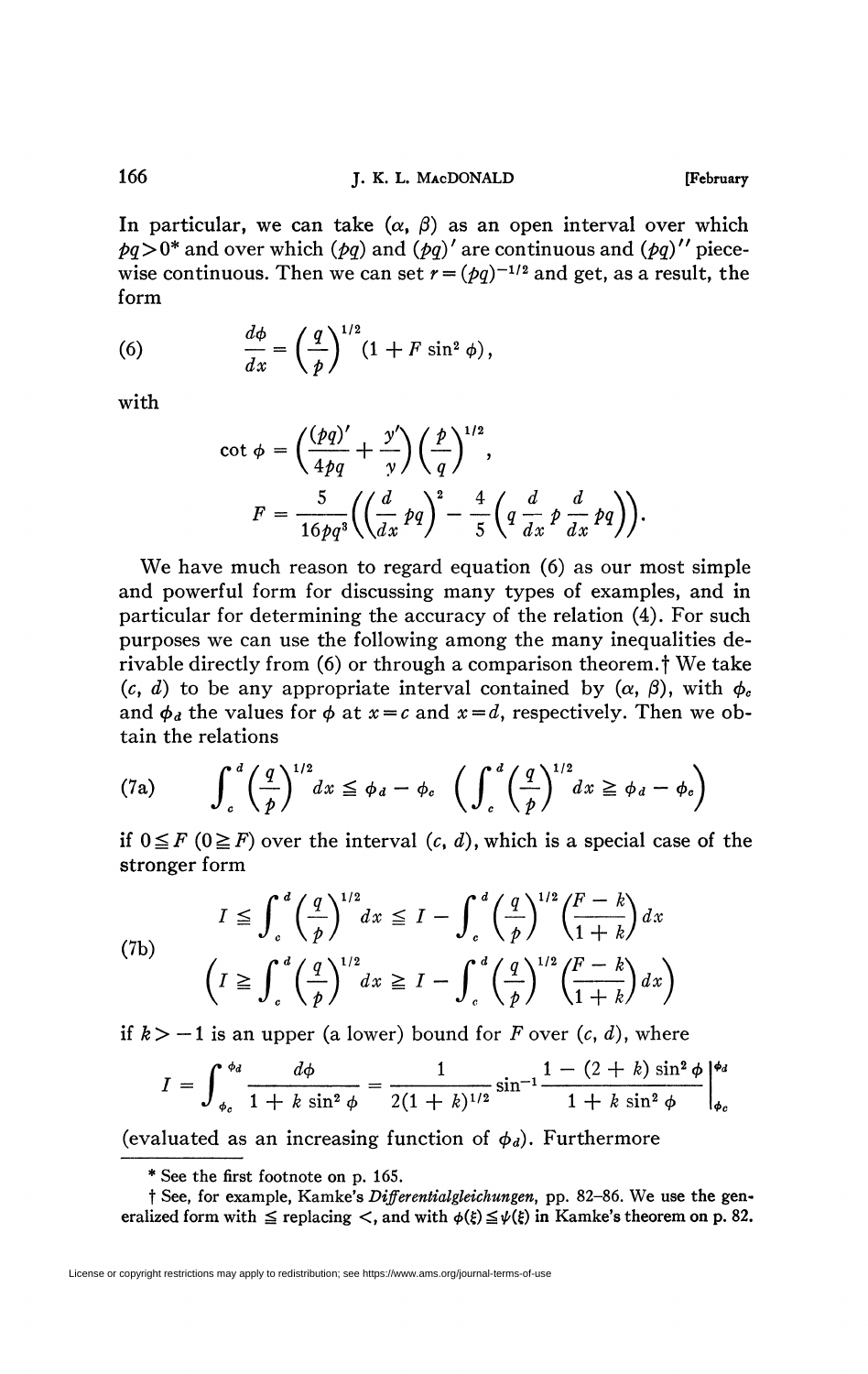In particular, we can take $(\alpha, \beta)$ as an open interval over which $pq > 0$* and over which $(pq)$ and $(pq)'$ are continuous and $(pq)''$ piecewise continuous. Then we can set $r = (pq)^{-1/2}$ and get, as a result, the form

$$\frac{d\phi}{dx} = \left(\frac{q}{p}\right)^{1/2}(1 + F \sin^2 \phi), \tag{6}$$

with

$$\cot \phi = \left(\frac{(pq)'}{4pq} + \frac{y'}{y}\right)\left(\frac{p}{q}\right)^{1/2},$$

$$F = \frac{5}{16pq^3}\left(\left(\frac{d}{dx}pq\right)^2 - \frac{4}{5}\left(q\frac{d}{dx}p\frac{d}{dx}pq\right)\right).$$

We have much reason to regard equation (6) as our most simple and powerful form for discussing many types of examples, and in particular for determining the accuracy of the relation (4). For such purposes we can use the following among the many inequalities derivable directly from (6) or through a comparison theorem.† We take $(c, d)$ to be any appropriate interval contained by $(\alpha, \beta)$, with $\phi_c$ and $\phi_d$ the values for $\phi$ at $x = c$ and $x = d$, respectively. Then we obtain the relations

$$\int_c^d \left(\frac{q}{p}\right)^{1/2} dx \leqq \phi_d - \phi_c \quad \left(\int_c^d \left(\frac{q}{p}\right)^{1/2} dx \geqq \phi_d - \phi_c\right) \tag{7a}$$

if $0 \leqq F$ $(0 \geqq F)$ over the interval $(c, d)$, which is a special case of the stronger form

$$I \leqq \int_c^d \left(\frac{q}{p}\right)^{1/2} dx \leqq I - \int_c^d \left(\frac{q}{p}\right)^{1/2}\left(\frac{F-k}{1+k}\right) dx$$

$$\left(I \geqq \int_c^d \left(\frac{q}{p}\right)^{1/2} dx \geqq I - \int_c^d \left(\frac{q}{p}\right)^{1/2}\left(\frac{F-k}{1+k}\right) dx\right) \tag{7b}$$

if $k > -1$ is an upper (a lower) bound for $F$ over $(c, d)$, where

$$I = \int_{\phi_c}^{\phi_d} \frac{d\phi}{1 + k \sin^2 \phi} = \frac{1}{2(1+k)^{1/2}} \sin^{-1} \frac{1 - (2+k)\sin^2 \phi}{1 + k \sin^2 \phi}\Bigg|_{\phi_c}^{\phi_d}$$

(evaluated as an increasing function of $\phi_d$). Furthermore

---

\* See the first footnote on p. 165.

† See, for example, Kamke's *Differentialgleichungen*, pp. 82–86. We use the generalized form with $\leqq$ replacing $<$, and with $\phi(\xi) \leqq \psi(\xi)$ in Kamke's theorem on p. 82.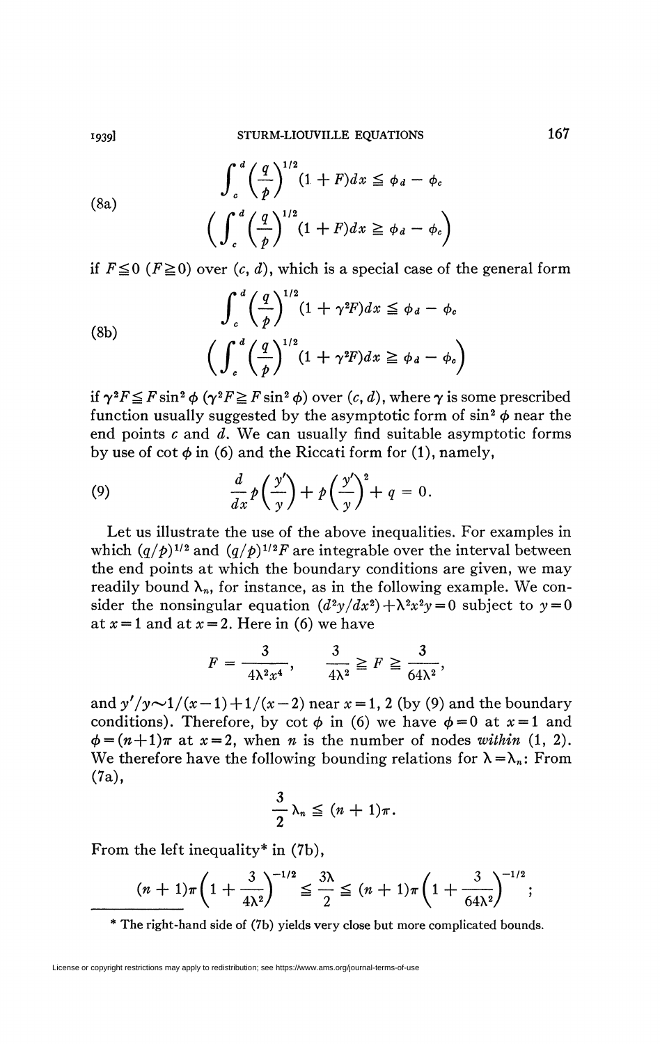$$\int_c^d \left(\frac{q}{p}\right)^{1/2} (1 + F)dx \leqq \phi_d - \phi_c \tag{8a}$$

$$\left(\int_c^d \left(\frac{q}{p}\right)^{1/2} (1 + F)dx \geqq \phi_d - \phi_c\right)$$

if $F \leqq 0$ ($F \geqq 0$) over $(c, d)$, which is a special case of the general form

$$\int_c^d \left(\frac{q}{p}\right)^{1/2} (1 + \gamma^2 F)dx \leqq \phi_d - \phi_c \tag{8b}$$

$$\left(\int_c^d \left(\frac{q}{p}\right)^{1/2} (1 + \gamma^2 F)dx \geqq \phi_d - \phi_c\right)$$

if $\gamma^2 F \leqq F \sin^2 \phi$ ($\gamma^2 F \geqq F \sin^2 \phi$) over $(c, d)$, where $\gamma$ is some prescribed function usually suggested by the asymptotic form of $\sin^2 \phi$ near the end points $c$ and $d$. We can usually find suitable asymptotic forms by use of $\cot \phi$ in (6) and the Riccati form for (1), namely,

$$\frac{d}{dx} p\left(\frac{y'}{y}\right) + p\left(\frac{y'}{y}\right)^2 + q = 0. \tag{9}$$

Let us illustrate the use of the above inequalities. For examples in which $(q/p)^{1/2}$ and $(q/p)^{1/2}F$ are integrable over the interval between the end points at which the boundary conditions are given, we may readily bound $\lambda_n$, for instance, as in the following example. We consider the nonsingular equation $(d^2y/dx^2) + \lambda^2 x^2 y = 0$ subject to $y = 0$ at $x = 1$ and at $x = 2$. Here in (6) we have

$$F = \frac{3}{4\lambda^2 x^4}, \qquad \frac{3}{4\lambda^2} \geqq F \geqq \frac{3}{64\lambda^2},$$

and $y'/y \sim 1/(x-1) + 1/(x-2)$ near $x = 1, 2$ (by (9) and the boundary conditions). Therefore, by $\cot \phi$ in (6) we have $\phi = 0$ at $x = 1$ and $\phi = (n+1)\pi$ at $x = 2$, when $n$ is the number of nodes *within* $(1, 2)$. We therefore have the following bounding relations for $\lambda = \lambda_n$: From (7a),

$$\frac{3}{2}\lambda_n \leqq (n+1)\pi.$$

From the left inequality* in (7b),

$$(n+1)\pi\left(1 + \frac{3}{4\lambda^2}\right)^{-1/2} \leqq \frac{3\lambda}{2} \leqq (n+1)\pi\left(1 + \frac{3}{64\lambda^2}\right)^{-1/2};$$

\* The right-hand side of (7b) yields very close but more complicated bounds.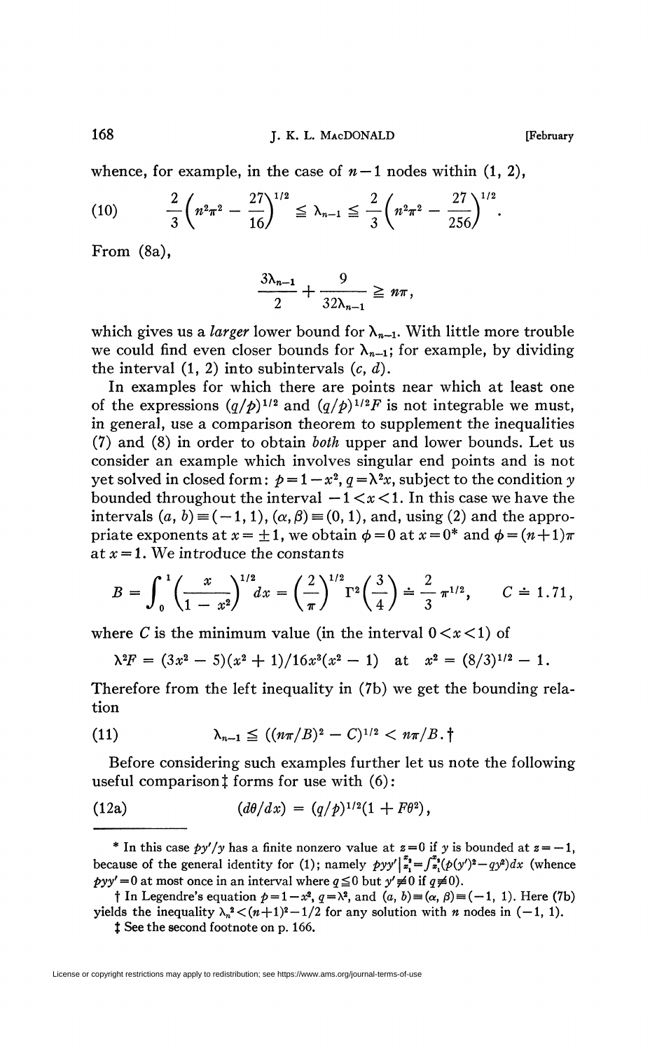whence, for example, in the case of $n-1$ nodes within $(1, 2)$,

$$\frac{2}{3}\left(n^2\pi^2 - \frac{27}{16}\right)^{1/2} \leqq \lambda_{n-1} \leqq \frac{2}{3}\left(n^2\pi^2 - \frac{27}{256}\right)^{1/2}. \tag{10}$$

From (8a),

$$\frac{3\lambda_{n-1}}{2} + \frac{9}{32\lambda_{n-1}} \geqq n\pi,$$

which gives us a *larger* lower bound for $\lambda_{n-1}$. With little more trouble we could find even closer bounds for $\lambda_{n-1}$; for example, by dividing the interval $(1, 2)$ into subintervals $(c, d)$.

In examples for which there are points near which at least one of the expressions $(q/p)^{1/2}$ and $(q/p)^{1/2}F$ is not integrable we must, in general, use a comparison theorem to supplement the inequalities (7) and (8) in order to obtain *both* upper and lower bounds. Let us consider an example which involves singular end points and is not yet solved in closed form: $p = 1 - x^2$, $q = \lambda^2 x$, subject to the condition $y$ bounded throughout the interval $-1 < x < 1$. In this case we have the intervals $(a, b) \equiv (-1, 1)$, $(\alpha, \beta) \equiv (0, 1)$, and, using (2) and the appropriate exponents at $x = \pm 1$, we obtain $\phi = 0$ at $x = 0$* and $\phi = (n+1)\pi$ at $x = 1$. We introduce the constants

$$B = \int_0^1 \left(\frac{x}{1-x^2}\right)^{1/2} dx = \left(\frac{2}{\pi}\right)^{1/2} \Gamma^2\left(\frac{3}{4}\right) \doteq \frac{2}{3}\pi^{1/2}, \qquad C \doteq 1.71,$$

where $C$ is the minimum value (in the interval $0 < x < 1$) of

$$\lambda^2 F = (3x^2 - 5)(x^2 + 1)/16x^3(x^2 - 1) \quad \text{at} \quad x^2 = (8/3)^{1/2} - 1.$$

Therefore from the left inequality in (7b) we get the bounding relation

$$\lambda_{n-1} \leqq ((n\pi/B)^2 - C)^{1/2} < n\pi/B.\dagger \tag{11}$$

Before considering such examples further let us note the following useful comparison‡ forms for use with (6):

$$(d\theta/dx) = (q/p)^{1/2}(1 + F\theta^2), \tag{12a}$$

---

\* In this case $py'/y$ has a finite nonzero value at $z = 0$ if $y$ is bounded at $z = -1$, because of the general identity for (1); namely $pyy'\Big|_{z_1}^{z_2} = \int_{z_1}^{z_2}(p(y')^2 - qy^2)dx$ (whence $pyy' = 0$ at most once in an interval where $q \leqq 0$ but $y' \not\equiv 0$ if $q \not\equiv 0$).

† In Legendre's equation $p = 1 - x^2$, $q = \lambda^2$, and $(a, b) \equiv (\alpha, \beta) \equiv (-1, 1)$. Here (7b) yields the inequality $\lambda_n^2 < (n+1)^2 - 1/2$ for any solution with $n$ nodes in $(-1, 1)$.

‡ See the second footnote on p. 166.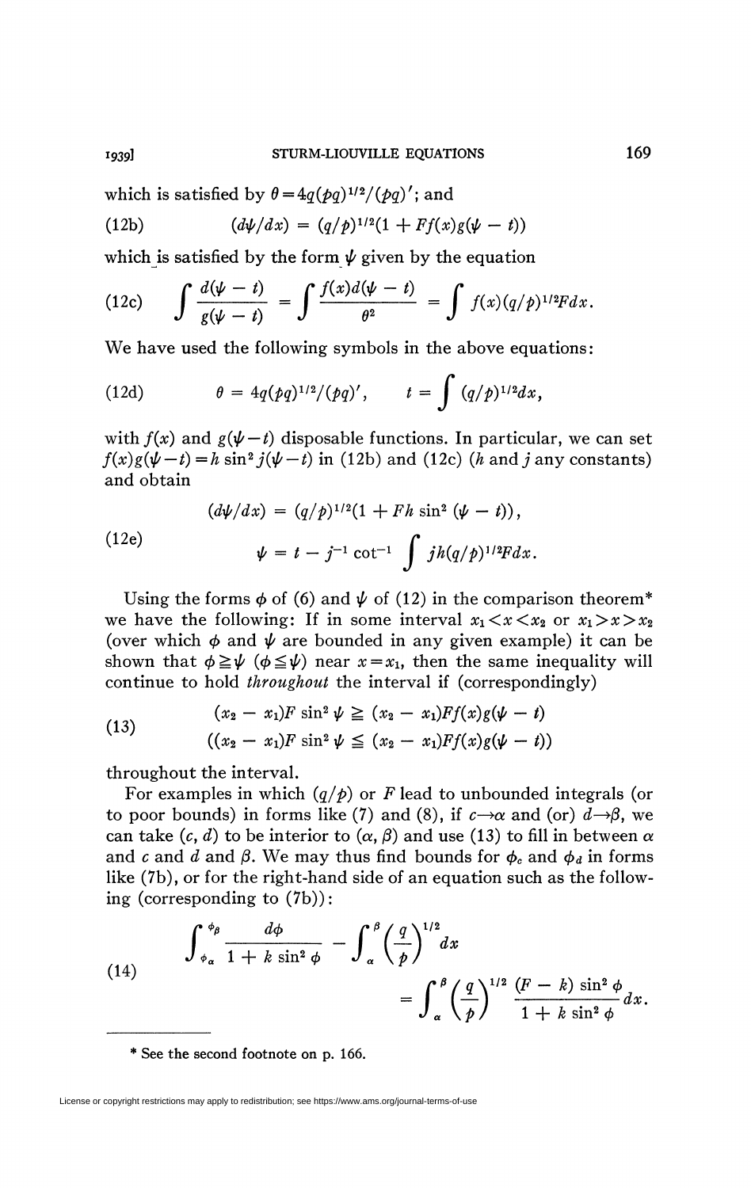which is satisfied by $\theta = 4q(pq)^{1/2}/(pq)'$; and

$$(12b) \qquad (d\psi/dx) = (q/p)^{1/2}(1 + Ff(x)g(\psi - t))$$

which is satisfied by the form $\psi$ given by the equation

$$(12c) \qquad \int \frac{d(\psi - t)}{g(\psi - t)} = \int \frac{f(x)d(\psi - t)}{\theta^2} = \int f(x)(q/p)^{1/2}F dx.$$

We have used the following symbols in the above equations:

$$(12d) \qquad \theta = 4q(pq)^{1/2}/(pq)', \qquad t = \int (q/p)^{1/2}dx,$$

with $f(x)$ and $g(\psi - t)$ disposable functions. In particular, we can set $f(x)g(\psi - t) = h\sin^2 j(\psi - t)$ in (12b) and (12c) ($h$ and $j$ any constants) and obtain

$$(12e) \qquad \begin{aligned} (d\psi/dx) &= (q/p)^{1/2}(1 + Fh\sin^2(\psi - t)), \\ \psi &= t - j^{-1}\cot^{-1}\int jh(q/p)^{1/2}F dx. \end{aligned}$$

Using the forms $\phi$ of (6) and $\psi$ of (12) in the comparison theorem* we have the following: If in some interval $x_1 < x < x_2$ or $x_1 > x > x_2$ (over which $\phi$ and $\psi$ are bounded in any given example) it can be shown that $\phi \geqq \psi$ ($\phi \leqq \psi$) near $x = x_1$, then the same inequality will continue to hold *throughout* the interval if (correspondingly)

$$(13) \qquad \begin{aligned} &(x_2 - x_1)F\sin^2\psi \geqq (x_2 - x_1)Ff(x)g(\psi - t) \\ &((x_2 - x_1)F\sin^2\psi \leqq (x_2 - x_1)Ff(x)g(\psi - t)) \end{aligned}$$

throughout the interval.

For examples in which $(q/p)$ or $F$ lead to unbounded integrals (or to poor bounds) in forms like (7) and (8), if $c \to \alpha$ and (or) $d \to \beta$, we can take $(c, d)$ to be interior to $(\alpha, \beta)$ and use (13) to fill in between $\alpha$ and $c$ and $d$ and $\beta$. We may thus find bounds for $\phi_c$ and $\phi_d$ in forms like (7b), or for the right-hand side of an equation such as the following (corresponding to (7b)):

$$(14) \qquad \int_{\phi_\alpha}^{\phi_\beta} \frac{d\phi}{1 + k\sin^2\phi} - \int_\alpha^\beta \left(\frac{q}{p}\right)^{1/2} dx = \int_\alpha^\beta \left(\frac{q}{p}\right)^{1/2} \frac{(F - k)\sin^2\phi}{1 + k\sin^2\phi} dx.$$

---

\* See the second footnote on p. 166.

License or copyright restrictions may apply to redistribution; see https://www.ams.org/journal-terms-of-use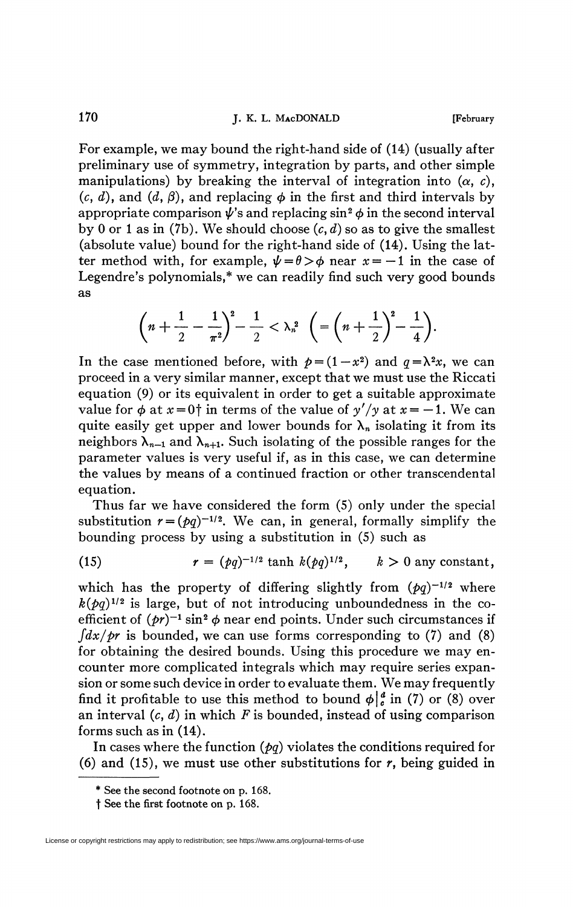For example, we may bound the right-hand side of (14) (usually after preliminary use of symmetry, integration by parts, and other simple manipulations) by breaking the interval of integration into $(\alpha, c)$, $(c, d)$, and $(d, \beta)$, and replacing $\phi$ in the first and third intervals by appropriate comparison $\psi$'s and replacing $\sin^2 \phi$ in the second interval by 0 or 1 as in (7b). We should choose $(c, d)$ so as to give the smallest (absolute value) bound for the right-hand side of (14). Using the latter method with, for example, $\psi = \theta > \phi$ near $x = -1$ in the case of Legendre's polynomials,* we can readily find such very good bounds as

$$\left(n + \frac{1}{2} - \frac{1}{\pi^2}\right)^2 - \frac{1}{2} < \lambda_n^2 \quad \left(= \left(n + \frac{1}{2}\right)^2 - \frac{1}{4}\right).$$

In the case mentioned before, with $p = (1 - x^2)$ and $q = \lambda^2 x$, we can proceed in a very similar manner, except that we must use the Riccati equation (9) or its equivalent in order to get a suitable approximate value for $\phi$ at $x = 0$† in terms of the value of $y'/y$ at $x = -1$. We can quite easily get upper and lower bounds for $\lambda_n$ isolating it from its neighbors $\lambda_{n-1}$ and $\lambda_{n+1}$. Such isolating of the possible ranges for the parameter values is very useful if, as in this case, we can determine the values by means of a continued fraction or other transcendental equation.

Thus far we have considered the form (5) only under the special substitution $r = (pq)^{-1/2}$. We can, in general, formally simplify the bounding process by using a substitution in (5) such as

$$r = (pq)^{-1/2} \tanh k(pq)^{1/2}, \qquad k > 0 \text{ any constant}, \tag{15}$$

which has the property of differing slightly from $(pq)^{-1/2}$ where $k(pq)^{1/2}$ is large, but of not introducing unboundedness in the coefficient of $(pr)^{-1} \sin^2 \phi$ near end points. Under such circumstances if $\int dx/pr$ is bounded, we can use forms corresponding to (7) and (8) for obtaining the desired bounds. Using this procedure we may encounter more complicated integrals which may require series expansion or some such device in order to evaluate them. We may frequently find it profitable to use this method to bound $\phi\big|_c^d$ in (7) or (8) over an interval $(c, d)$ in which $F$ is bounded, instead of using comparison forms such as in (14).

In cases where the function $(pq)$ violates the conditions required for (6) and (15), we must use other substitutions for $r$, being guided in

---

\* See the second footnote on p. 168.

† See the first footnote on p. 168.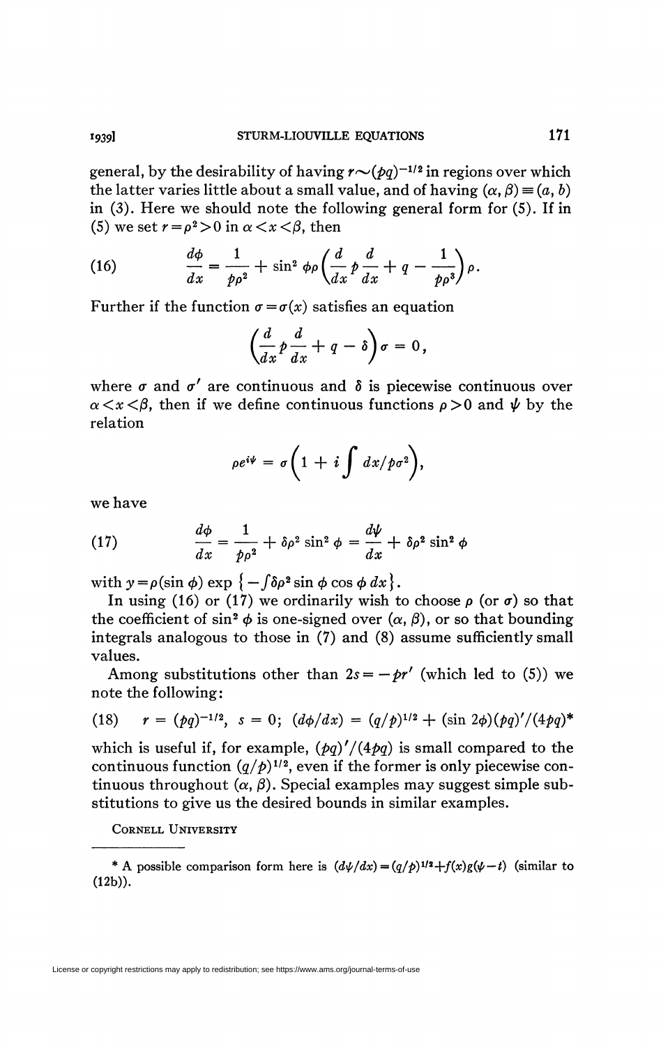general, by the desirability of having $r \sim (pq)^{-1/2}$ in regions over which the latter varies little about a small value, and of having $(\alpha, \beta) \equiv (a, b)$ in (3). Here we should note the following general form for (5). If in (5) we set $r = \rho^2 > 0$ in $\alpha < x < \beta$, then

$$\frac{d\phi}{dx} = \frac{1}{p\rho^2} + \sin^2 \phi \rho \left( \frac{d}{dx} p \frac{d}{dx} + q - \frac{1}{p\rho^3} \right) \rho. \tag{16}$$

Further if the function $\sigma = \sigma(x)$ satisfies an equation

$$\left( \frac{d}{dx} p \frac{d}{dx} + q - \delta \right) \sigma = 0,$$

where $\sigma$ and $\sigma'$ are continuous and $\delta$ is piecewise continuous over $\alpha < x < \beta$, then if we define continuous functions $\rho > 0$ and $\psi$ by the relation

$$\rho e^{i\psi} = \sigma \left( 1 + i \int dx / p\sigma^2 \right),$$

we have

$$\frac{d\phi}{dx} = \frac{1}{p\rho^2} + \delta\rho^2 \sin^2 \phi = \frac{d\psi}{dx} + \delta\rho^2 \sin^2 \phi \tag{17}$$

with $y = \rho(\sin \phi) \exp \left\{ -\int \delta\rho^2 \sin \phi \cos \phi \, dx \right\}$.

In using (16) or (17) we ordinarily wish to choose $\rho$ (or $\sigma$) so that the coefficient of $\sin^2 \phi$ is one-signed over $(\alpha, \beta)$, or so that bounding integrals analogous to those in (7) and (8) assume sufficiently small values.

Among substitutions other than $2s = -pr'$ (which led to (5)) we note the following:

$$r = (pq)^{-1/2}, \ s = 0; \ (d\phi/dx) = (q/p)^{1/2} + (\sin 2\phi)(pq)'/(4pq)^* \tag{18}$$

which is useful if, for example, $(pq)'/(4pq)$ is small compared to the continuous function $(q/p)^{1/2}$, even if the former is only piecewise continuous throughout $(\alpha, \beta)$. Special examples may suggest simple substitutions to give us the desired bounds in similar examples.

CORNELL UNIVERSITY

---

\* A possible comparison form here is $(d\psi/dx) = (q/p)^{1/2} + f(x)g(\psi - t)$ (similar to (12b)).